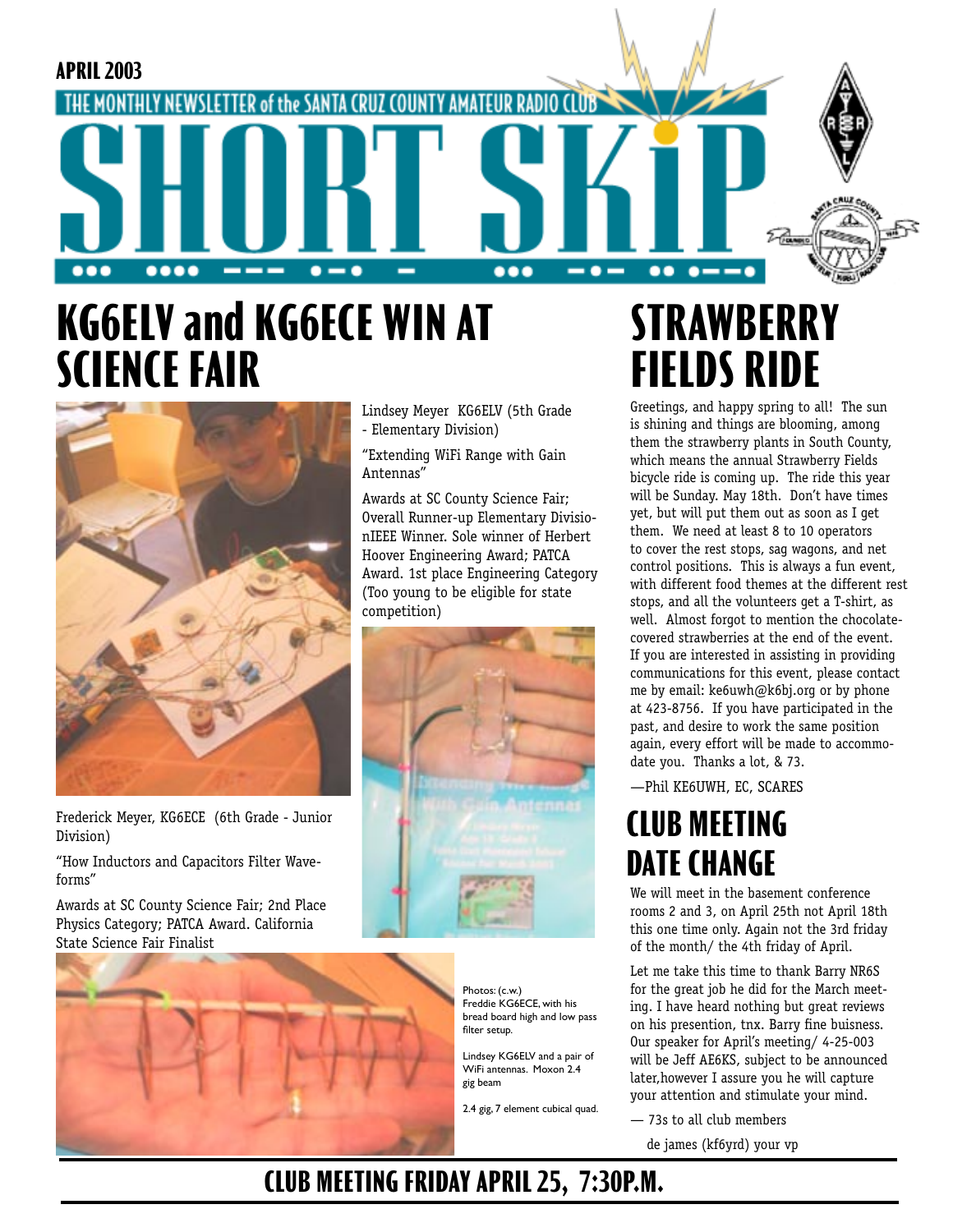APRIL 2003

THE MONTHLY NEWSLETTER of the SANTA CRUZ COUNTY AMATEUR RADIO CLUB

# SHORT SKiP

## KG6ELV and KG6ECE WIN AT SCIENCE FAIR

Frederick Meyer, KG6ECE (6th Grade - Junior Division)

"How Inductors and Capacitors Filter Waveforms"

Awards at SC County Science Fair; 2nd Place Physics Category; PATCA Award. California State Science Fair Finalist

Lindsey Meyer KG6ELV (5th Grade - Elementary Division)

"Extending WiFi Range with Gain Antennas"

Awards at SC County Science Fair; Overall Runner-up Elementary DivisionIEEE Winner. Sole winner of Herbert Hoover Engineering Award; PATCA Award. 1st place Engineering Category (Too young to be eligible for state competition)

Photos: (c.w.)
Freddie KG6ECE, with his bread board high and low pass filter setup.

Lindsey KG6ELV and a pair of WiFi antennas. Moxon 2.4 gig beam

2.4 gig, 7 element cubical quad.

## STRAWBERRY FIELDS RIDE

Greetings, and happy spring to all! The sun is shining and things are blooming, among them the strawberry plants in South County, which means the annual Strawberry Fields bicycle ride is coming up. The ride this year will be Sunday. May 18th. Don't have times yet, but will put them out as soon as I get them. We need at least 8 to 10 operators to cover the rest stops, sag wagons, and net control positions. This is always a fun event, with different food themes at the different rest stops, and all the volunteers get a T-shirt, as well. Almost forgot to mention the chocolate-covered strawberries at the end of the event. If you are interested in assisting in providing communications for this event, please contact me by email: ke6uwh@k6bj.org or by phone at 423-8756. If you have participated in the past, and desire to work the same position again, every effort will be made to accommodate you. Thanks a lot, & 73.

—Phil KE6UWH, EC, SCARES

## CLUB MEETING DATE CHANGE

We will meet in the basement conference rooms 2 and 3, on April 25th not April 18th this one time only. Again not the 3rd friday of the month/ the 4th friday of April.

Let me take this time to thank Barry NR6S for the great job he did for the March meeting. I have heard nothing but great reviews on his presention, tnx. Barry fine buisness. Our speaker for April's meeting/ 4-25-003 will be Jeff AE6KS, subject to be announced later,however I assure you he will capture your attention and stimulate your mind.

— 73s to all club members

de james (kf6yrd) your vp

## CLUB MEETING FRIDAY APRIL 25, 7:30P.M.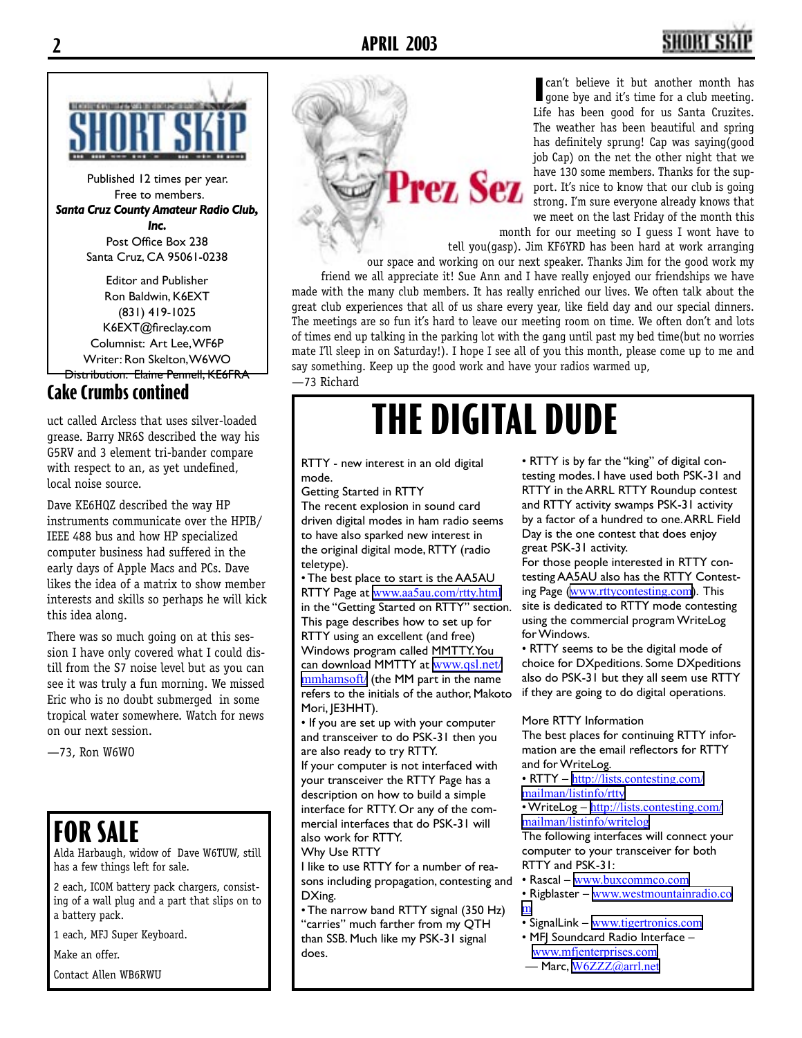Published 12 times per year.
Free to members.
***Santa Cruz County Amateur Radio Club, Inc.***
Post Office Box 238
Santa Cruz, CA 95061-0238

Editor and Publisher
Ron Baldwin, K6EXT
(831) 419-1025
K6EXT@fireclay.com
Columnist: Art Lee, WF6P
Writer: Ron Skelton, W6WO
Distribution: Elaine Pennell, KE6FRA

## Cake Crumbs contined

uct called Arcless that uses silver-loaded grease. Barry NR6S described the way his G5RV and 3 element tri-bander compare with respect to an, as yet undefined, local noise source.

Dave KE6HQZ described the way HP instruments communicate over the HPIB/ IEEE 488 bus and how HP specialized computer business had suffered in the early days of Apple Macs and PCs. Dave likes the idea of a matrix to show member interests and skills so perhaps he will kick this idea along.

There was so much going on at this session I have only covered what I could distill from the S7 noise level but as you can see it was truly a fun morning. We missed Eric who is no doubt submerged in some tropical water somewhere. Watch for news on our next session.

—73, Ron W6WO

## FOR SALE

Alda Harbaugh, widow of Dave W6TUW, still has a few things left for sale.

2 each, ICOM battery pack chargers, consisting of a wall plug and a part that slips on to a battery pack.

1 each, MFJ Super Keyboard.

Make an offer.

Contact Allen WB6RWU

## Prez Sez

I can't believe it but another month has gone bye and it's time for a club meeting. Life has been good for us Santa Cruzites. The weather has been beautiful and spring has definitely sprung! Cap was saying(good job Cap) on the net the other night that we have 130 some members. Thanks for the support. It's nice to know that our club is going strong. I'm sure everyone already knows that we meet on the last Friday of the month this month for our meeting so I guess I wont have to tell you(gasp). Jim KF6YRD has been hard at work arranging our space and working on our next speaker. Thanks Jim for the good work my friend we all appreciate it! Sue Ann and I have really enjoyed our friendships we have made with the many club members. It has really enriched our lives. We often talk about the great club experiences that all of us share every year, like field day and our special dinners. The meetings are so fun it's hard to leave our meeting room on time. We often don't and lots of times end up talking in the parking lot with the gang until past my bed time(but no worries mate I'll sleep in on Saturday!). I hope I see all of you this month, please come up to me and say something. Keep up the good work and have your radios warmed up,

—73 Richard

# THE DIGITAL DUDE

RTTY - new interest in an old digital mode.

Getting Started in RTTY

The recent explosion in sound card driven digital modes in ham radio seems to have also sparked new interest in the original digital mode, RTTY (radio teletype).

• The best place to start is the AA5AU RTTY Page at www.aa5au.com/rtty.html in the "Getting Started on RTTY" section. This page describes how to set up for RTTY using an excellent (and free) Windows program called MMTTY. You can download MMTTY at www.qsl.net/mmhamsoft/ (the MM part in the name refers to the initials of the author, Makoto Mori, JE3HHT).

• If you are set up with your computer and transceiver to do PSK-31 then you are also ready to try RTTY.

If your computer is not interfaced with your transceiver the RTTY Page has a description on how to build a simple interface for RTTY. Or any of the commercial interfaces that do PSK-31 will also work for RTTY.

Why Use RTTY

I like to use RTTY for a number of reasons including propagation, contesting and DXing.

• The narrow band RTTY signal (350 Hz) "carries" much farther from my QTH than SSB. Much like my PSK-31 signal does.

• RTTY is by far the "king" of digital contesting modes. I have used both PSK-31 and RTTY in the ARRL RTTY Roundup contest and RTTY activity swamps PSK-31 activity by a factor of a hundred to one. ARRL Field Day is the one contest that does enjoy great PSK-31 activity.

For those people interested in RTTY contesting AA5AU also has the RTTY Contesting Page (www.rttycontesting.com). This site is dedicated to RTTY mode contesting using the commercial program WriteLog for Windows.

• RTTY seems to be the digital mode of choice for DXpeditions. Some DXpeditions also do PSK-31 but they all seem use RTTY if they are going to do digital operations.

More RTTY Information

The best places for continuing RTTY information are the email reflectors for RTTY and for WriteLog.

• RTTY – http://lists.contesting.com/mailman/listinfo/rtty
• WriteLog – http://lists.contesting.com/mailman/listinfo/writelog

The following interfaces will connect your computer to your transceiver for both RTTY and PSK-31:

• Rascal – www.buxcommco.com
• Rigblaster – www.westmountainradio.com
• SignalLink – www.tigertronics.com
• MFJ Soundcard Radio Interface – www.mfjenterprises.com

— Marc, W6ZZZ@arrl.net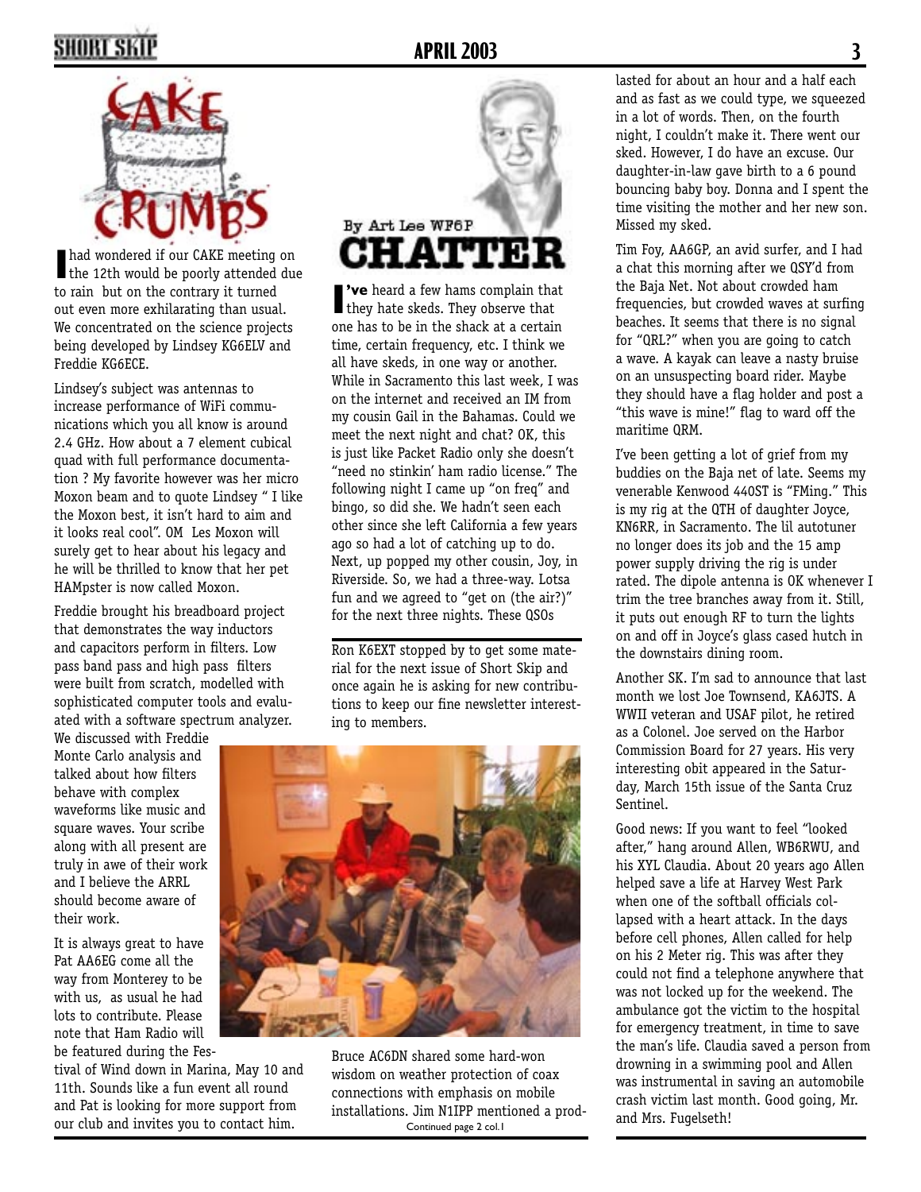# CAKE CRUMBS

I had wondered if our CAKE meeting on the 12th would be poorly attended due to rain but on the contrary it turned out even more exhilarating than usual. We concentrated on the science projects being developed by Lindsey KG6ELV and Freddie KG6ECE.

Lindsey's subject was antennas to increase performance of WiFi communications which you all know is around 2.4 GHz. How about a 7 element cubical quad with full performance documentation ? My favorite however was her micro Moxon beam and to quote Lindsey " I like the Moxon best, it isn't hard to aim and it looks real cool". OM Les Moxon will surely get to hear about his legacy and he will be thrilled to know that her pet HAMpster is now called Moxon.

Freddie brought his breadboard project that demonstrates the way inductors and capacitors perform in filters. Low pass band pass and high pass filters were built from scratch, modelled with sophisticated computer tools and evaluated with a software spectrum analyzer. We discussed with Freddie Monte Carlo analysis and talked about how filters behave with complex waveforms like music and square waves. Your scribe along with all present are truly in awe of their work and I believe the ARRL should become aware of their work.

It is always great to have Pat AA6EG come all the way from Monterey to be with us, as usual he had lots to contribute. Please note that Ham Radio will be featured during the Festival of Wind down in Marina, May 10 and 11th. Sounds like a fun event all round and Pat is looking for more support from our club and invites you to contact him.

Bruce AC6DN shared some hard-won wisdom on weather protection of coax connections with emphasis on mobile installations. Jim N1IPP mentioned a prod-

Continued page 2 col.1

# CHATTER

By Art Lee WF6P

I've heard a few hams complain that they hate skeds. They observe that one has to be in the shack at a certain time, certain frequency, etc. I think we all have skeds, in one way or another. While in Sacramento this last week, I was on the internet and received an IM from my cousin Gail in the Bahamas. Could we meet the next night and chat? OK, this is just like Packet Radio only she doesn't "need no stinkin' ham radio license." The following night I came up "on freq" and bingo, so did she. We hadn't seen each other since she left California a few years ago so had a lot of catching up to do. Next, up popped my other cousin, Joy, in Riverside. So, we had a three-way. Lotsa fun and we agreed to "get on (the air?)" for the next three nights. These QSOs lasted for about an hour and a half each and as fast as we could type, we squeezed in a lot of words. Then, on the fourth night, I couldn't make it. There went our sked. However, I do have an excuse. Our daughter-in-law gave birth to a 6 pound bouncing baby boy. Donna and I spent the time visiting the mother and her new son. Missed my sked.

Tim Foy, AA6GP, an avid surfer, and I had a chat this morning after we QSY'd from the Baja Net. Not about crowded ham frequencies, but crowded waves at surfing beaches. It seems that there is no signal for "QRL?" when you are going to catch a wave. A kayak can leave a nasty bruise on an unsuspecting board rider. Maybe they should have a flag holder and post a "this wave is mine!" flag to ward off the maritime QRM.

I've been getting a lot of grief from my buddies on the Baja net of late. Seems my venerable Kenwood 440ST is "FMing." This is my rig at the QTH of daughter Joyce, KN6RR, in Sacramento. The lil autotuner no longer does its job and the 15 amp power supply driving the rig is under rated. The dipole antenna is OK whenever I trim the tree branches away from it. Still, it puts out enough RF to turn the lights on and off in Joyce's glass cased hutch in the downstairs dining room.

Another SK. I'm sad to announce that last month we lost Joe Townsend, KA6JTS. A WWII veteran and USAF pilot, he retired as a Colonel. Joe served on the Harbor Commission Board for 27 years. His very interesting obit appeared in the Saturday, March 15th issue of the Santa Cruz Sentinel.

Good news: If you want to feel "looked after," hang around Allen, WB6RWU, and his XYL Claudia. About 20 years ago Allen helped save a life at Harvey West Park when one of the softball officials collapsed with a heart attack. In the days before cell phones, Allen called for help on his 2 Meter rig. This was after they could not find a telephone anywhere that was not locked up for the weekend. The ambulance got the victim to the hospital for emergency treatment, in time to save the man's life. Claudia saved a person from drowning in a swimming pool and Allen was instrumental in saving an automobile crash victim last month. Good going, Mr. and Mrs. Fugelseth!

---

Ron K6EXT stopped by to get some material for the next issue of Short Skip and once again he is asking for new contributions to keep our fine newsletter interesting to members.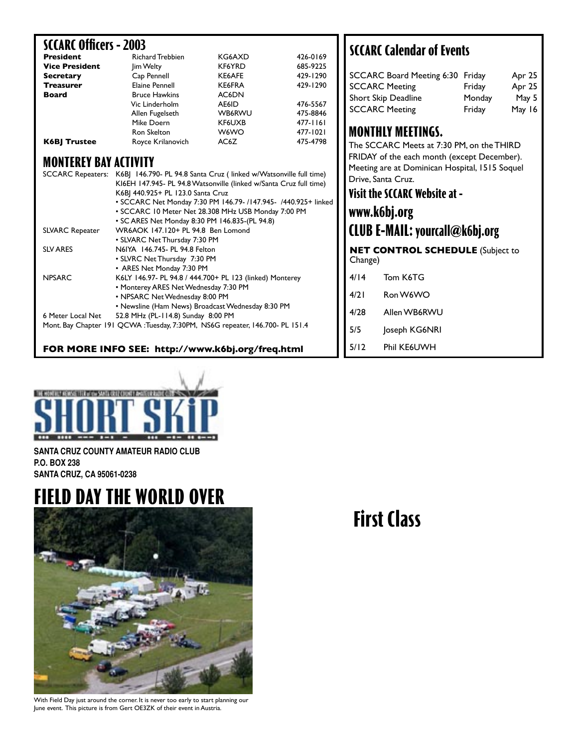## SCCARC Officers - 2003

| | | | |
|---|---|---|---|
| **President** | Richard Trebbien | KG6AXD | 426-0169 |
| **Vice President** | Jim Welty | KF6YRD | 685-9225 |
| **Secretary** | Cap Pennell | KE6AFE | 429-1290 |
| **Treasurer** | Elaine Pennell | KE6FRA | 429-1290 |
| **Board** | Bruce Hawkins | AC6DN | |
| | Vic Linderholm | AE6ID | 476-5567 |
| | Allen Fugelseth | WB6RWU | 475-8846 |
| | Mike Doern | KF6UXB | 477-1161 |
| | Ron Skelton | W6WO | 477-1021 |
| **K6BJ Trustee** | Royce Krilanovich | AC6Z | 475-4798 |

## MONTEREY BAY ACTIVITY

SCCARC Repeaters: K6BJ 146.790- PL 94.8 Santa Cruz ( linked w/Watsonville full time)
KI6EH 147.945- PL 94.8 Watsonville (linked w/Santa Cruz full time)
K6BJ 440.925+ PL 123.0 Santa Cruz
- SCCARC Net Monday 7:30 PM 146.79- /147.945- /440.925+ linked
- SCCARC 10 Meter Net 28.308 MHz USB Monday 7:00 PM
- SC ARES Net Monday 8:30 PM 146.835-(PL 94.8)

SLVARC Repeater: WR6AOK 147.120+ PL 94.8 Ben Lomond
- SLVARC Net Thursday 7:30 PM

SLV ARES: N6IYA 146.745- PL 94.8 Felton
- SLVRC Net Thursday 7:30 PM
- ARES Net Monday 7:30 PM

NPSARC: K6LY 146.97- PL 94.8 / 444.700+ PL 123 (linked) Monterey
- Monterey ARES Net Wednesday 7:30 PM
- NPSARC Net Wednesday 8:00 PM
- Newsline (Ham News) Broadcast Wednesday 8:30 PM

6 Meter Local Net: 52.8 MHz (PL-114.8) Sunday 8:00 PM

Mont. Bay Chapter 191 QCWA :Tuesday, 7:30PM, NS6G repeater, 146.700- PL 151.4

**FOR MORE INFO SEE: http://www.k6bj.org/freq.html**

## SCCARC Calendar of Events

| | | |
|---|---|---|
| SCCARC Board Meeting 6:30 | Friday | Apr 25 |
| SCCARC Meeting | Friday | Apr 25 |
| Short Skip Deadline | Monday | May 5 |
| SCCARC Meeting | Friday | May 16 |

## MONTHLY MEETINGS.

The SCCARC Meets at 7:30 PM, on the THIRD FRIDAY of the each month (except December). Meeting are at Dominican Hospital, 1515 Soquel Drive, Santa Cruz.

### Visit the SCCARC Website at -

## www.k6bj.org

## CLUB E-MAIL: yourcall@k6bj.org

**NET CONTROL SCHEDULE** (Subject to Change)

| | |
|---|---|
| 4/14 | Tom K6TG |
| 4/21 | Ron W6WO |
| 4/28 | Allen WB6RWU |
| 5/5 | Joseph KG6NRI |
| 5/12 | Phil KE6UWH |

SHORT SKiP

**SANTA CRUZ COUNTY AMATEUR RADIO CLUB**
**P.O. BOX 238**
**SANTA CRUZ, CA 95061-0238**

# FIELD DAY THE WORLD OVER

With Field Day just around the corner. It is never too early to start planning our June event. This picture is from Gert OE3ZK of their event in Austria.

## First Class